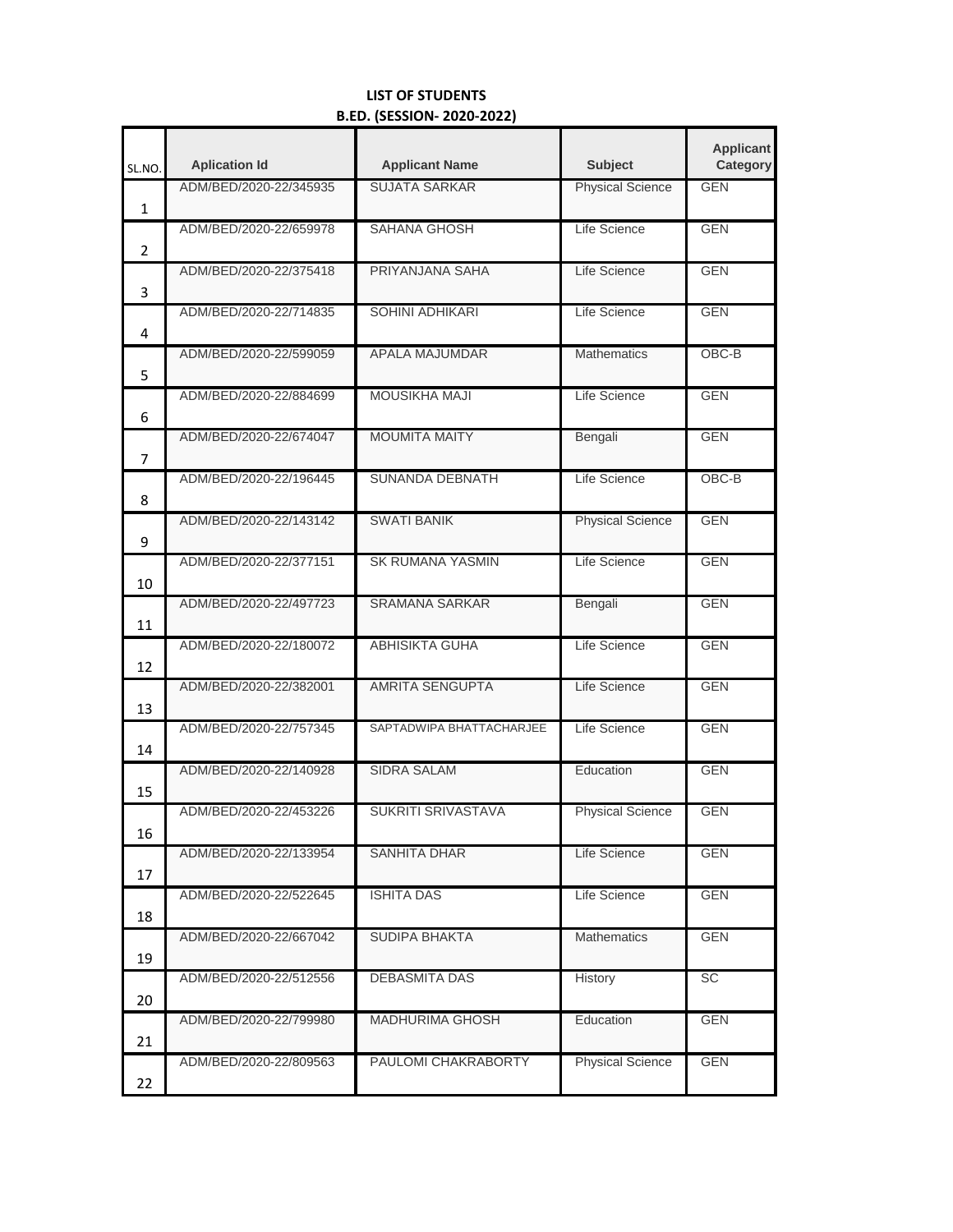**LIST OF STUDENTS**

**B.ED. (SESSION- 2020-2022)**

| SL.NO. | Aplication Id | Applicant Name | Subject | Applicant Category |
|---|---|---|---|---|
| 1 | ADM/BED/2020-22/345935 | SUJATA SARKAR | Physical Science | GEN |
| 2 | ADM/BED/2020-22/659978 | SAHANA GHOSH | Life Science | GEN |
| 3 | ADM/BED/2020-22/375418 | PRIYANJANA SAHA | Life Science | GEN |
| 4 | ADM/BED/2020-22/714835 | SOHINI ADHIKARI | Life Science | GEN |
| 5 | ADM/BED/2020-22/599059 | APALA MAJUMDAR | Mathematics | OBC-B |
| 6 | ADM/BED/2020-22/884699 | MOUSIKHA MAJI | Life Science | GEN |
| 7 | ADM/BED/2020-22/674047 | MOUMITA MAITY | Bengali | GEN |
| 8 | ADM/BED/2020-22/196445 | SUNANDA DEBNATH | Life Science | OBC-B |
| 9 | ADM/BED/2020-22/143142 | SWATI BANIK | Physical Science | GEN |
| 10 | ADM/BED/2020-22/377151 | SK RUMANA YASMIN | Life Science | GEN |
| 11 | ADM/BED/2020-22/497723 | SRAMANA SARKAR | Bengali | GEN |
| 12 | ADM/BED/2020-22/180072 | ABHISIKTA GUHA | Life Science | GEN |
| 13 | ADM/BED/2020-22/382001 | AMRITA SENGUPTA | Life Science | GEN |
| 14 | ADM/BED/2020-22/757345 | SAPTADWIPA BHATTACHARJEE | Life Science | GEN |
| 15 | ADM/BED/2020-22/140928 | SIDRA SALAM | Education | GEN |
| 16 | ADM/BED/2020-22/453226 | SUKRITI SRIVASTAVA | Physical Science | GEN |
| 17 | ADM/BED/2020-22/133954 | SANHITA DHAR | Life Science | GEN |
| 18 | ADM/BED/2020-22/522645 | ISHITA DAS | Life Science | GEN |
| 19 | ADM/BED/2020-22/667042 | SUDIPA BHAKTA | Mathematics | GEN |
| 20 | ADM/BED/2020-22/512556 | DEBASMITA DAS | History | SC |
| 21 | ADM/BED/2020-22/799980 | MADHURIMA GHOSH | Education | GEN |
| 22 | ADM/BED/2020-22/809563 | PAULOMI CHAKRABORTY | Physical Science | GEN |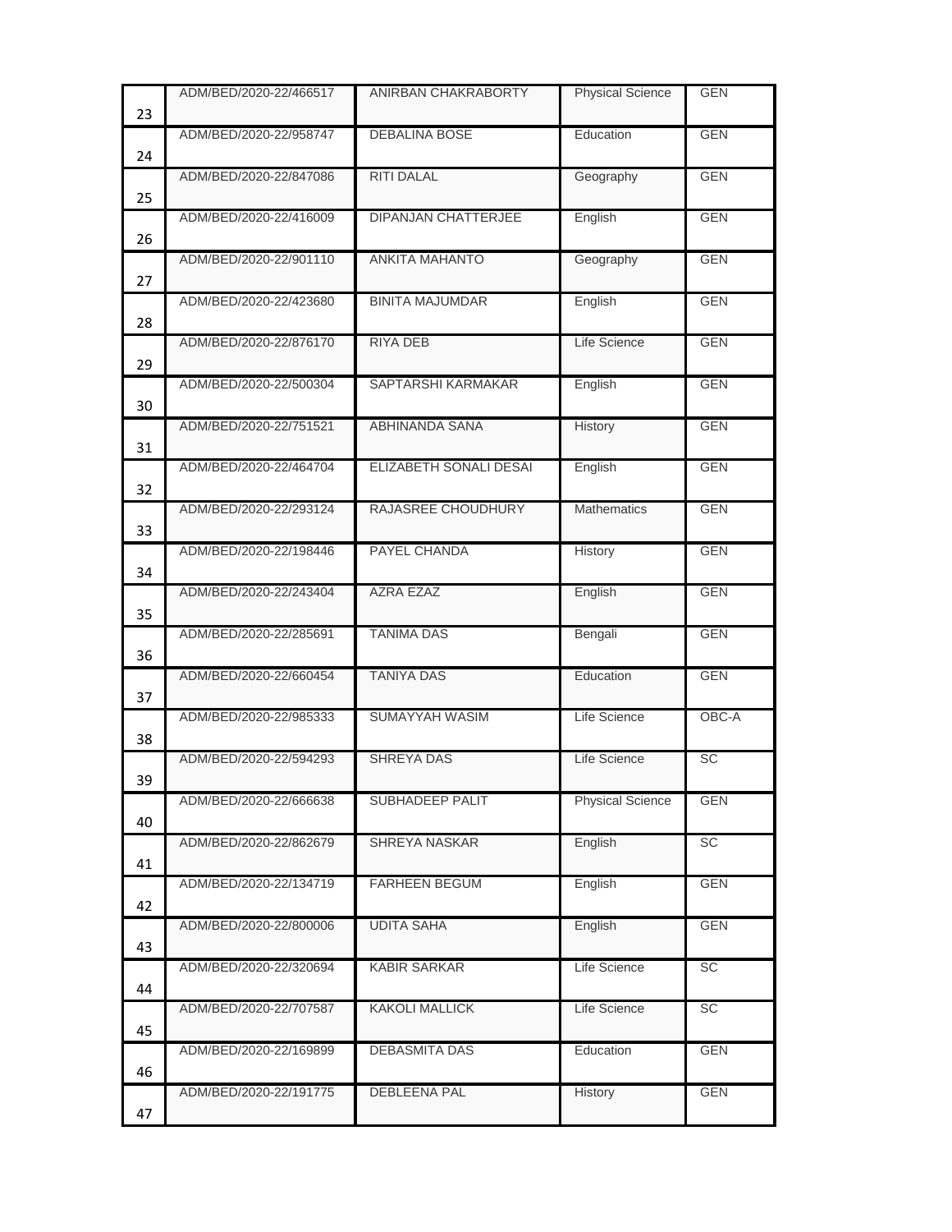| | | | | |
|---|---|---|---|---|
| 23 | ADM/BED/2020-22/466517 | ANIRBAN CHAKRABORTY | Physical Science | GEN |
| 24 | ADM/BED/2020-22/958747 | DEBALINA BOSE | Education | GEN |
| 25 | ADM/BED/2020-22/847086 | RITI DALAL | Geography | GEN |
| 26 | ADM/BED/2020-22/416009 | DIPANJAN CHATTERJEE | English | GEN |
| 27 | ADM/BED/2020-22/901110 | ANKITA MAHANTO | Geography | GEN |
| 28 | ADM/BED/2020-22/423680 | BINITA MAJUMDAR | English | GEN |
| 29 | ADM/BED/2020-22/876170 | RIYA DEB | Life Science | GEN |
| 30 | ADM/BED/2020-22/500304 | SAPTARSHI KARMAKAR | English | GEN |
| 31 | ADM/BED/2020-22/751521 | ABHINANDA SANA | History | GEN |
| 32 | ADM/BED/2020-22/464704 | ELIZABETH SONALI DESAI | English | GEN |
| 33 | ADM/BED/2020-22/293124 | RAJASREE CHOUDHURY | Mathematics | GEN |
| 34 | ADM/BED/2020-22/198446 | PAYEL CHANDA | History | GEN |
| 35 | ADM/BED/2020-22/243404 | AZRA EZAZ | English | GEN |
| 36 | ADM/BED/2020-22/285691 | TANIMA DAS | Bengali | GEN |
| 37 | ADM/BED/2020-22/660454 | TANIYA DAS | Education | GEN |
| 38 | ADM/BED/2020-22/985333 | SUMAYYAH WASIM | Life Science | OBC-A |
| 39 | ADM/BED/2020-22/594293 | SHREYA DAS | Life Science | SC |
| 40 | ADM/BED/2020-22/666638 | SUBHADEEP PALIT | Physical Science | GEN |
| 41 | ADM/BED/2020-22/862679 | SHREYA NASKAR | English | SC |
| 42 | ADM/BED/2020-22/134719 | FARHEEN BEGUM | English | GEN |
| 43 | ADM/BED/2020-22/800006 | UDITA SAHA | English | GEN |
| 44 | ADM/BED/2020-22/320694 | KABIR SARKAR | Life Science | SC |
| 45 | ADM/BED/2020-22/707587 | KAKOLI MALLICK | Life Science | SC |
| 46 | ADM/BED/2020-22/169899 | DEBASMITA DAS | Education | GEN |
| 47 | ADM/BED/2020-22/191775 | DEBLEENA PAL | History | GEN |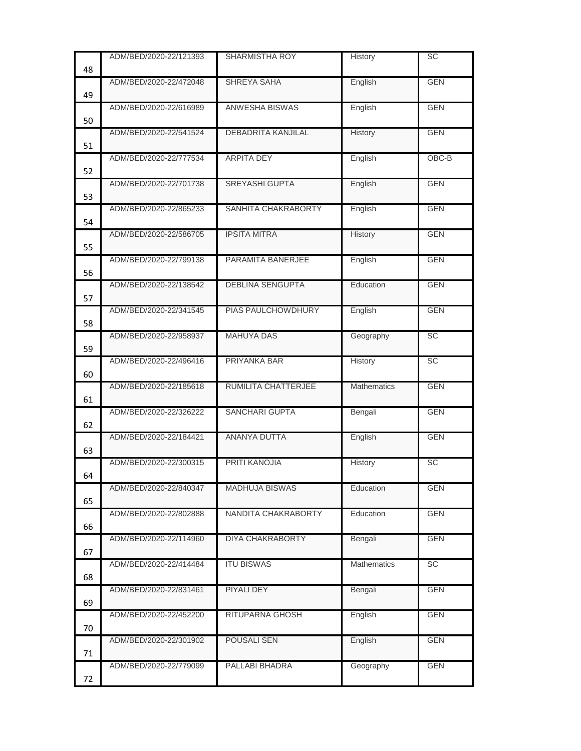| | | | | |
|---|---|---|---|---|
| 48 | ADM/BED/2020-22/121393 | SHARMISTHA ROY | History | SC |
| 49 | ADM/BED/2020-22/472048 | SHREYA SAHA | English | GEN |
| 50 | ADM/BED/2020-22/616989 | ANWESHA BISWAS | English | GEN |
| 51 | ADM/BED/2020-22/541524 | DEBADRITA KANJILAL | History | GEN |
| 52 | ADM/BED/2020-22/777534 | ARPITA DEY | English | OBC-B |
| 53 | ADM/BED/2020-22/701738 | SREYASHI GUPTA | English | GEN |
| 54 | ADM/BED/2020-22/865233 | SANHITA CHAKRABORTY | English | GEN |
| 55 | ADM/BED/2020-22/586705 | IPSITA MITRA | History | GEN |
| 56 | ADM/BED/2020-22/799138 | PARAMITA BANERJEE | English | GEN |
| 57 | ADM/BED/2020-22/138542 | DEBLINA SENGUPTA | Education | GEN |
| 58 | ADM/BED/2020-22/341545 | PIAS PAULCHOWDHURY | English | GEN |
| 59 | ADM/BED/2020-22/958937 | MAHUYA DAS | Geography | SC |
| 60 | ADM/BED/2020-22/496416 | PRIYANKA BAR | History | SC |
| 61 | ADM/BED/2020-22/185618 | RUMILITA CHATTERJEE | Mathematics | GEN |
| 62 | ADM/BED/2020-22/326222 | SANCHARI GUPTA | Bengali | GEN |
| 63 | ADM/BED/2020-22/184421 | ANANYA DUTTA | English | GEN |
| 64 | ADM/BED/2020-22/300315 | PRITI KANOJIA | History | SC |
| 65 | ADM/BED/2020-22/840347 | MADHUJA BISWAS | Education | GEN |
| 66 | ADM/BED/2020-22/802888 | NANDITA CHAKRABORTY | Education | GEN |
| 67 | ADM/BED/2020-22/114960 | DIYA CHAKRABORTY | Bengali | GEN |
| 68 | ADM/BED/2020-22/414484 | ITU BISWAS | Mathematics | SC |
| 69 | ADM/BED/2020-22/831461 | PIYALI DEY | Bengali | GEN |
| 70 | ADM/BED/2020-22/452200 | RITUPARNA GHOSH | English | GEN |
| 71 | ADM/BED/2020-22/301902 | POUSALI SEN | English | GEN |
| 72 | ADM/BED/2020-22/779099 | PALLABI BHADRA | Geography | GEN |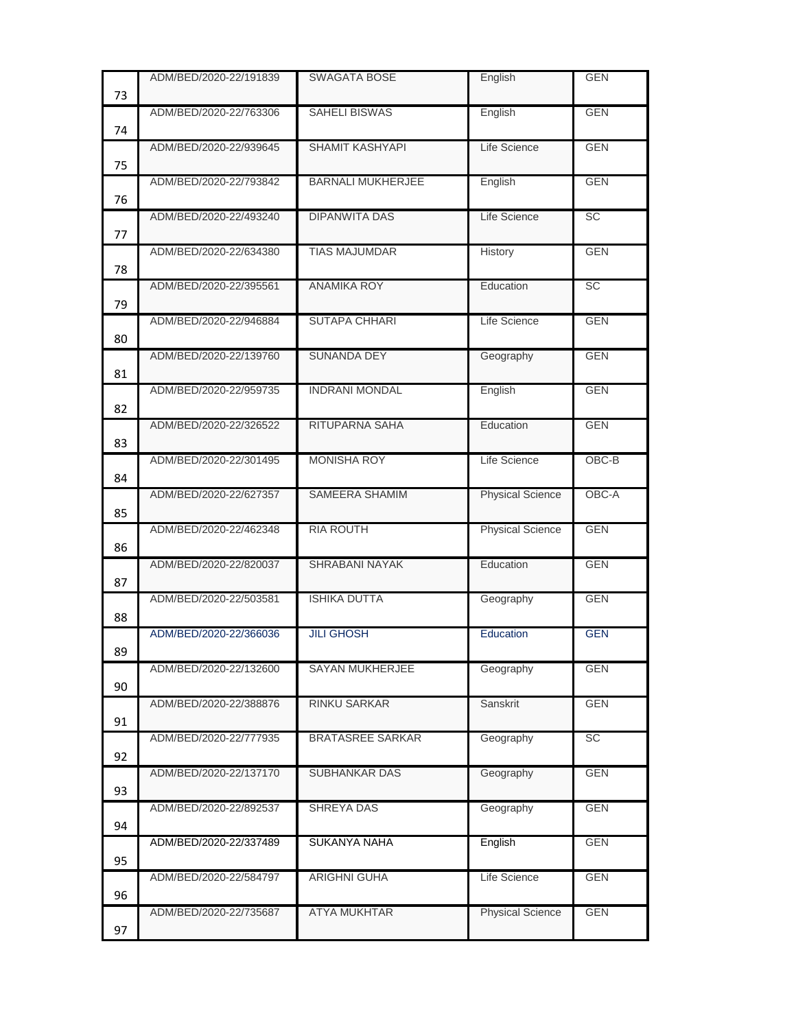| 73 | ADM/BED/2020-22/191839 | SWAGATA BOSE | English | GEN |
|---|---|---|---|---|
| 74 | ADM/BED/2020-22/763306 | SAHELI BISWAS | English | GEN |
| 75 | ADM/BED/2020-22/939645 | SHAMIT KASHYAPI | Life Science | GEN |
| 76 | ADM/BED/2020-22/793842 | BARNALI MUKHERJEE | English | GEN |
| 77 | ADM/BED/2020-22/493240 | DIPANWITA DAS | Life Science | SC |
| 78 | ADM/BED/2020-22/634380 | TIAS MAJUMDAR | History | GEN |
| 79 | ADM/BED/2020-22/395561 | ANAMIKA ROY | Education | SC |
| 80 | ADM/BED/2020-22/946884 | SUTAPA CHHARI | Life Science | GEN |
| 81 | ADM/BED/2020-22/139760 | SUNANDA DEY | Geography | GEN |
| 82 | ADM/BED/2020-22/959735 | INDRANI MONDAL | English | GEN |
| 83 | ADM/BED/2020-22/326522 | RITUPARNA SAHA | Education | GEN |
| 84 | ADM/BED/2020-22/301495 | MONISHA ROY | Life Science | OBC-B |
| 85 | ADM/BED/2020-22/627357 | SAMEERA SHAMIM | Physical Science | OBC-A |
| 86 | ADM/BED/2020-22/462348 | RIA ROUTH | Physical Science | GEN |
| 87 | ADM/BED/2020-22/820037 | SHRABANI NAYAK | Education | GEN |
| 88 | ADM/BED/2020-22/503581 | ISHIKA DUTTA | Geography | GEN |
| 89 | ADM/BED/2020-22/366036 | JILI GHOSH | Education | GEN |
| 90 | ADM/BED/2020-22/132600 | SAYAN MUKHERJEE | Geography | GEN |
| 91 | ADM/BED/2020-22/388876 | RINKU SARKAR | Sanskrit | GEN |
| 92 | ADM/BED/2020-22/777935 | BRATASREE SARKAR | Geography | SC |
| 93 | ADM/BED/2020-22/137170 | SUBHANKAR DAS | Geography | GEN |
| 94 | ADM/BED/2020-22/892537 | SHREYA DAS | Geography | GEN |
| 95 | ADM/BED/2020-22/337489 | SUKANYA NAHA | English | GEN |
| 96 | ADM/BED/2020-22/584797 | ARIGHNI GUHA | Life Science | GEN |
| 97 | ADM/BED/2020-22/735687 | ATYA MUKHTAR | Physical Science | GEN |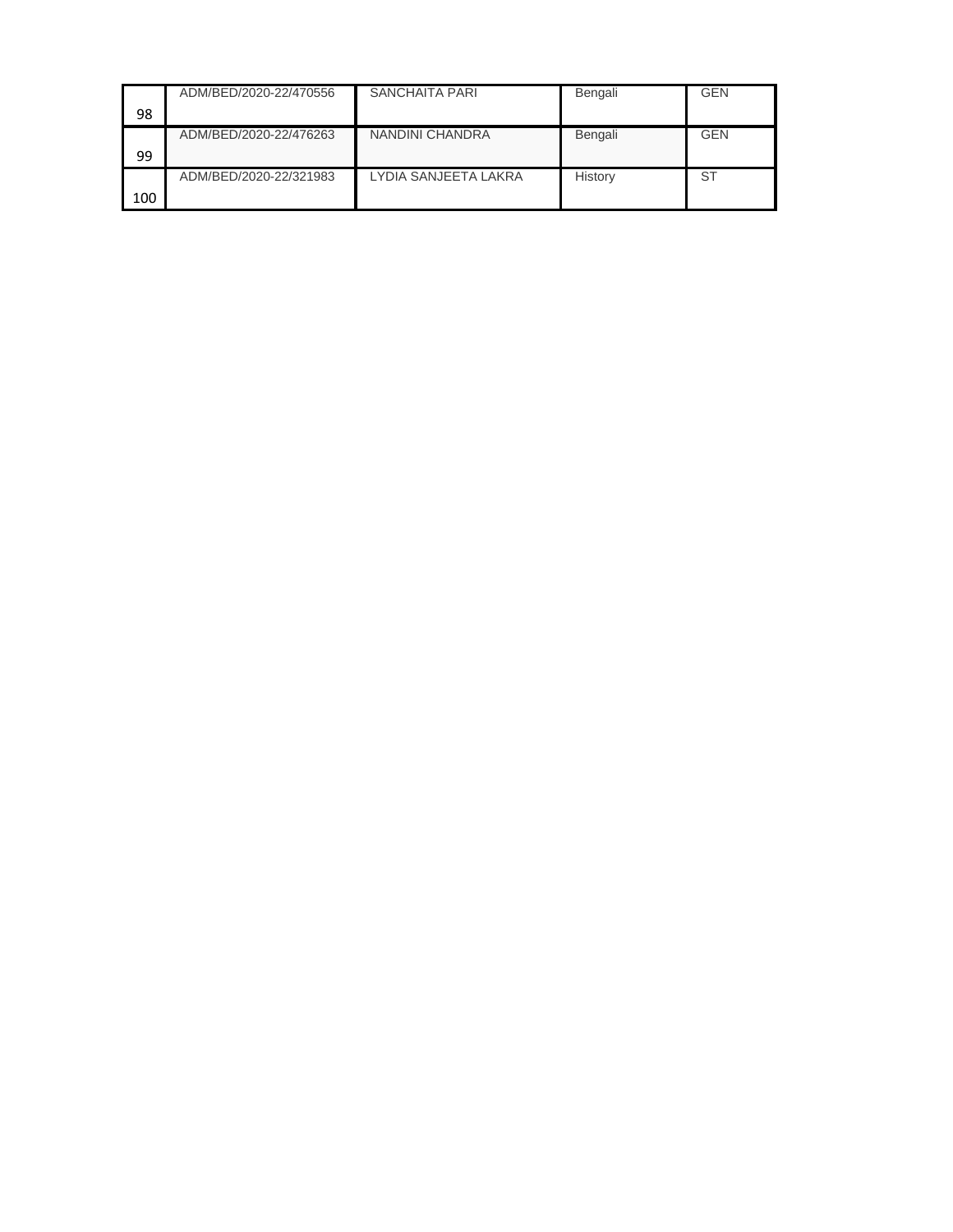| | | | | |
|---|---|---|---|---|
| 98 | ADM/BED/2020-22/470556 | SANCHAITA PARI | Bengali | GEN |
| 99 | ADM/BED/2020-22/476263 | NANDINI CHANDRA | Bengali | GEN |
| 100 | ADM/BED/2020-22/321983 | LYDIA SANJEETA LAKRA | History | ST |